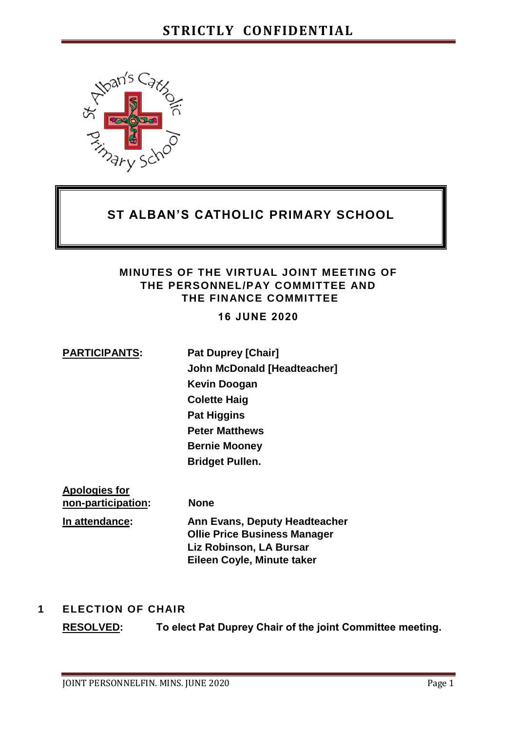**STRICTLY CONFIDENTIAL**

# ST ALBAN'S CATHOLIC PRIMARY SCHOOL

## MINUTES OF THE VIRTUAL JOINT MEETING OF THE PERSONNEL/PAY COMMITTEE AND THE FINANCE COMMITTEE

**16 JUNE 2020**

| | |
|---|---|
| **PARTICIPANTS:** | **Pat Duprey [Chair]** |
| | **John McDonald [Headteacher]** |
| | **Kevin Doogan** |
| | **Colette Haig** |
| | **Pat Higgins** |
| | **Peter Matthews** |
| | **Bernie Mooney** |
| | **Bridget Pullen.** |
| **Apologies for non-participation:** | **None** |
| **In attendance:** | **Ann Evans, Deputy Headteacher** |
| | **Ollie Price Business Manager** |
| | **Liz Robinson, LA Bursar** |
| | **Eileen Coyle, Minute taker** |

### 1 ELECTION OF CHAIR

**RESOLVED:** **To elect Pat Duprey Chair of the joint Committee meeting.**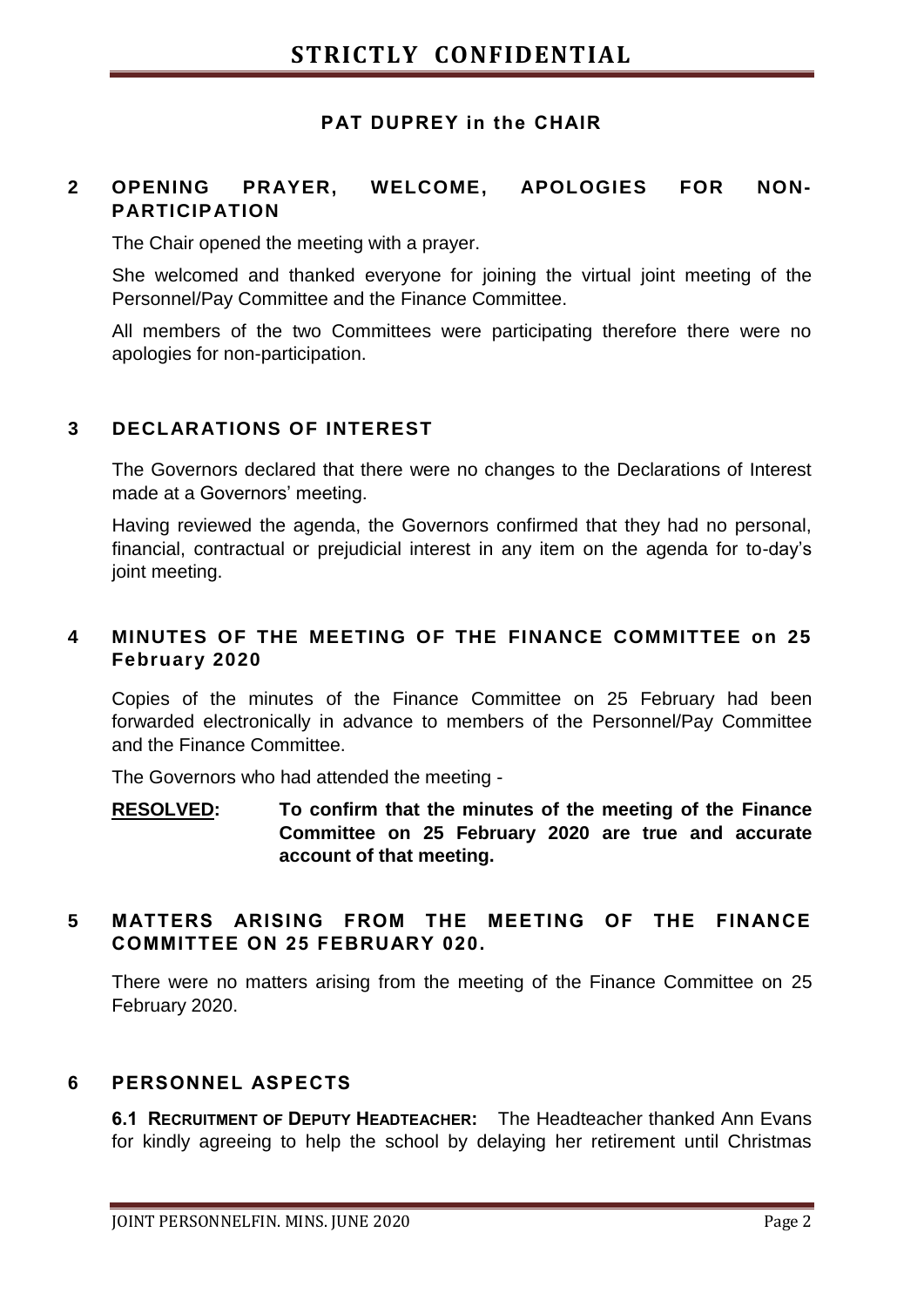**PAT DUPREY in the CHAIR**

## 2 OPENING PRAYER, WELCOME, APOLOGIES FOR NON-PARTICIPATION

The Chair opened the meeting with a prayer.

She welcomed and thanked everyone for joining the virtual joint meeting of the Personnel/Pay Committee and the Finance Committee.

All members of the two Committees were participating therefore there were no apologies for non-participation.

## 3 DECLARATIONS OF INTEREST

The Governors declared that there were no changes to the Declarations of Interest made at a Governors' meeting.

Having reviewed the agenda, the Governors confirmed that they had no personal, financial, contractual or prejudicial interest in any item on the agenda for to-day's joint meeting.

## 4 MINUTES OF THE MEETING OF THE FINANCE COMMITTEE on 25 February 2020

Copies of the minutes of the Finance Committee on 25 February had been forwarded electronically in advance to members of the Personnel/Pay Committee and the Finance Committee.

The Governors who had attended the meeting -

**RESOLVED: To confirm that the minutes of the meeting of the Finance Committee on 25 February 2020 are true and accurate account of that meeting.**

## 5 MATTERS ARISING FROM THE MEETING OF THE FINANCE COMMITTEE ON 25 FEBRUARY 020.

There were no matters arising from the meeting of the Finance Committee on 25 February 2020.

## 6 PERSONNEL ASPECTS

**6.1 RECRUITMENT OF DEPUTY HEADTEACHER:** The Headteacher thanked Ann Evans for kindly agreeing to help the school by delaying her retirement until Christmas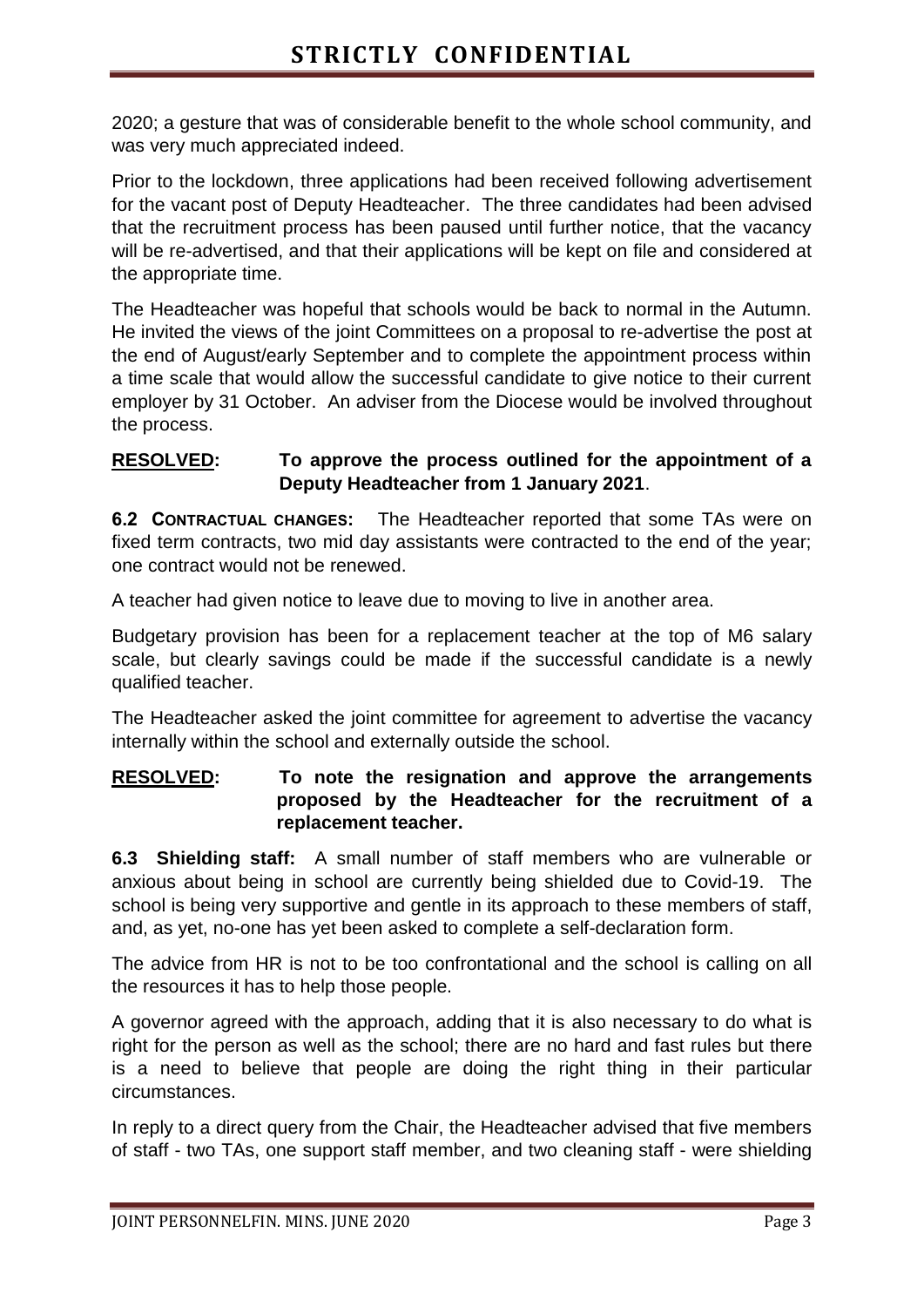2020; a gesture that was of considerable benefit to the whole school community, and was very much appreciated indeed.

Prior to the lockdown, three applications had been received following advertisement for the vacant post of Deputy Headteacher. The three candidates had been advised that the recruitment process has been paused until further notice, that the vacancy will be re-advertised, and that their applications will be kept on file and considered at the appropriate time.

The Headteacher was hopeful that schools would be back to normal in the Autumn. He invited the views of the joint Committees on a proposal to re-advertise the post at the end of August/early September and to complete the appointment process within a time scale that would allow the successful candidate to give notice to their current employer by 31 October. An adviser from the Diocese would be involved throughout the process.

**RESOLVED: To approve the process outlined for the appointment of a Deputy Headteacher from 1 January 2021**.

**6.2 CONTRACTUAL CHANGES:** The Headteacher reported that some TAs were on fixed term contracts, two mid day assistants were contracted to the end of the year; one contract would not be renewed.

A teacher had given notice to leave due to moving to live in another area.

Budgetary provision has been for a replacement teacher at the top of M6 salary scale, but clearly savings could be made if the successful candidate is a newly qualified teacher.

The Headteacher asked the joint committee for agreement to advertise the vacancy internally within the school and externally outside the school.

**RESOLVED: To note the resignation and approve the arrangements proposed by the Headteacher for the recruitment of a replacement teacher.**

**6.3 Shielding staff:** A small number of staff members who are vulnerable or anxious about being in school are currently being shielded due to Covid-19. The school is being very supportive and gentle in its approach to these members of staff, and, as yet, no-one has yet been asked to complete a self-declaration form.

The advice from HR is not to be too confrontational and the school is calling on all the resources it has to help those people.

A governor agreed with the approach, adding that it is also necessary to do what is right for the person as well as the school; there are no hard and fast rules but there is a need to believe that people are doing the right thing in their particular circumstances.

In reply to a direct query from the Chair, the Headteacher advised that five members of staff - two TAs, one support staff member, and two cleaning staff - were shielding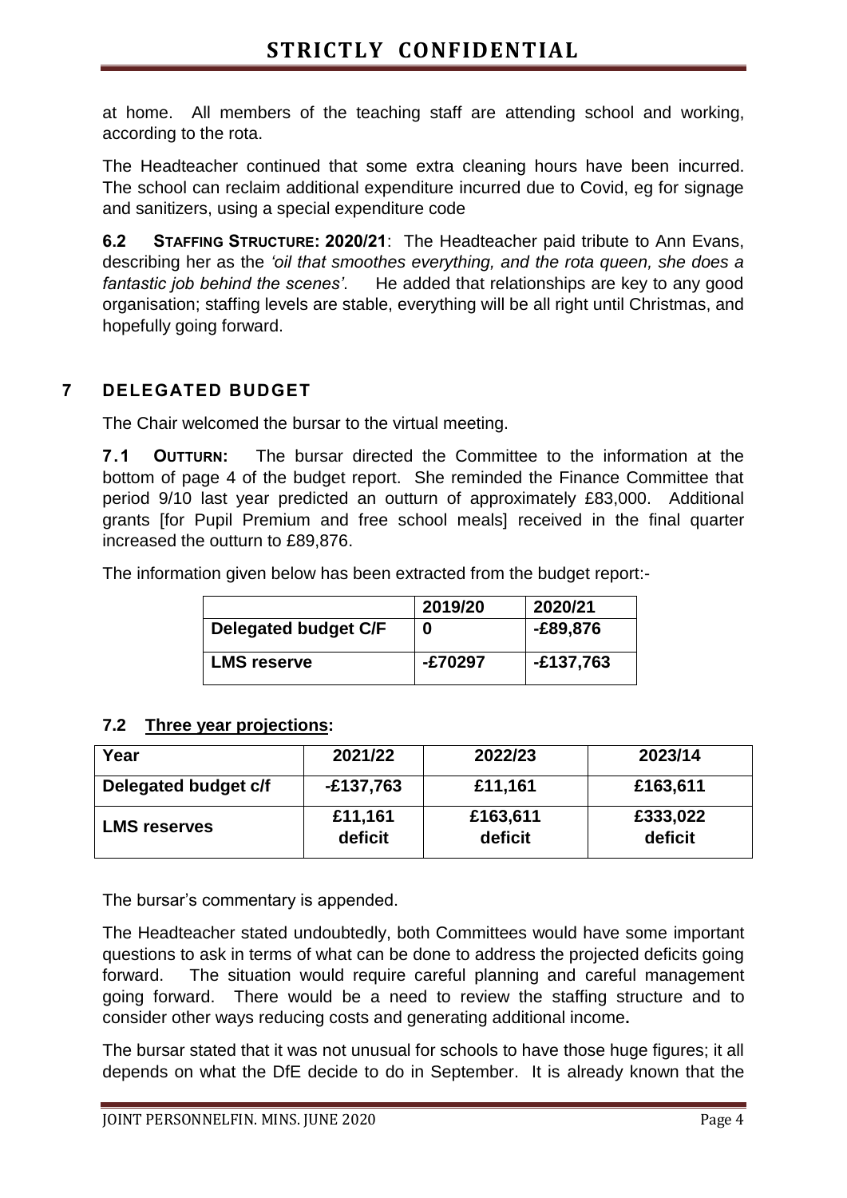at home. All members of the teaching staff are attending school and working, according to the rota.

The Headteacher continued that some extra cleaning hours have been incurred. The school can reclaim additional expenditure incurred due to Covid, eg for signage and sanitizers, using a special expenditure code

**6.2 STAFFING STRUCTURE: 2020/21**: The Headteacher paid tribute to Ann Evans, describing her as the *'oil that smoothes everything, and the rota queen, she does a fantastic job behind the scenes'*. He added that relationships are key to any good organisation; staffing levels are stable, everything will be all right until Christmas, and hopefully going forward.

## 7 DELEGATED BUDGET

The Chair welcomed the bursar to the virtual meeting.

**7.1 OUTTURN:** The bursar directed the Committee to the information at the bottom of page 4 of the budget report. She reminded the Finance Committee that period 9/10 last year predicted an outturn of approximately £83,000. Additional grants [for Pupil Premium and free school meals] received in the final quarter increased the outturn to £89,876.

The information given below has been extracted from the budget report:-

| | 2019/20 | 2020/21 |
|---|---|---|
| **Delegated budget C/F** | 0 | -£89,876 |
| **LMS reserve** | -£70297 | -£137,763 |

### 7.2 Three year projections:

| Year | 2021/22 | 2022/23 | 2023/14 |
|---|---|---|---|
| **Delegated budget c/f** | -£137,763 | £11,161 | £163,611 |
| **LMS reserves** | £11,161 deficit | £163,611 deficit | £333,022 deficit |

The bursar's commentary is appended.

The Headteacher stated undoubtedly, both Committees would have some important questions to ask in terms of what can be done to address the projected deficits going forward. The situation would require careful planning and careful management going forward. There would be a need to review the staffing structure and to consider other ways reducing costs and generating additional income**.**

The bursar stated that it was not unusual for schools to have those huge figures; it all depends on what the DfE decide to do in September. It is already known that the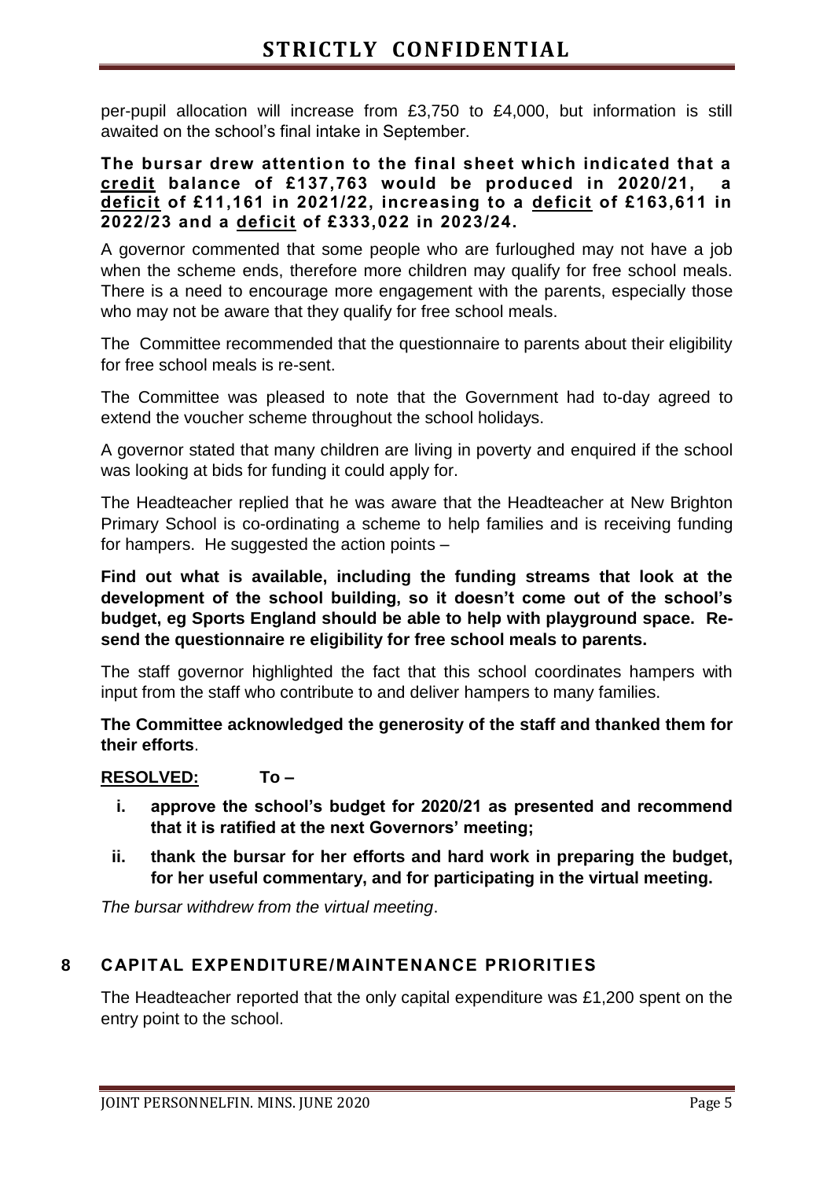per-pupil allocation will increase from £3,750 to £4,000, but information is still awaited on the school's final intake in September.

**The bursar drew attention to the final sheet which indicated that a credit balance of £137,763 would be produced in 2020/21, a deficit of £11,161 in 2021/22, increasing to a deficit of £163,611 in 2022/23 and a deficit of £333,022 in 2023/24.**

A governor commented that some people who are furloughed may not have a job when the scheme ends, therefore more children may qualify for free school meals. There is a need to encourage more engagement with the parents, especially those who may not be aware that they qualify for free school meals.

The Committee recommended that the questionnaire to parents about their eligibility for free school meals is re-sent.

The Committee was pleased to note that the Government had to-day agreed to extend the voucher scheme throughout the school holidays.

A governor stated that many children are living in poverty and enquired if the school was looking at bids for funding it could apply for.

The Headteacher replied that he was aware that the Headteacher at New Brighton Primary School is co-ordinating a scheme to help families and is receiving funding for hampers. He suggested the action points –

**Find out what is available, including the funding streams that look at the development of the school building, so it doesn't come out of the school's budget, eg Sports England should be able to help with playground space. Re-send the questionnaire re eligibility for free school meals to parents.**

The staff governor highlighted the fact that this school coordinates hampers with input from the staff who contribute to and deliver hampers to many families.

**The Committee acknowledged the generosity of the staff and thanked them for their efforts**.

**RESOLVED: To –**

i. **approve the school's budget for 2020/21 as presented and recommend that it is ratified at the next Governors' meeting;**
ii. **thank the bursar for her efforts and hard work in preparing the budget, for her useful commentary, and for participating in the virtual meeting.**

*The bursar withdrew from the virtual meeting*.

## 8 CAPITAL EXPENDITURE/MAINTENANCE PRIORITIES

The Headteacher reported that the only capital expenditure was £1,200 spent on the entry point to the school.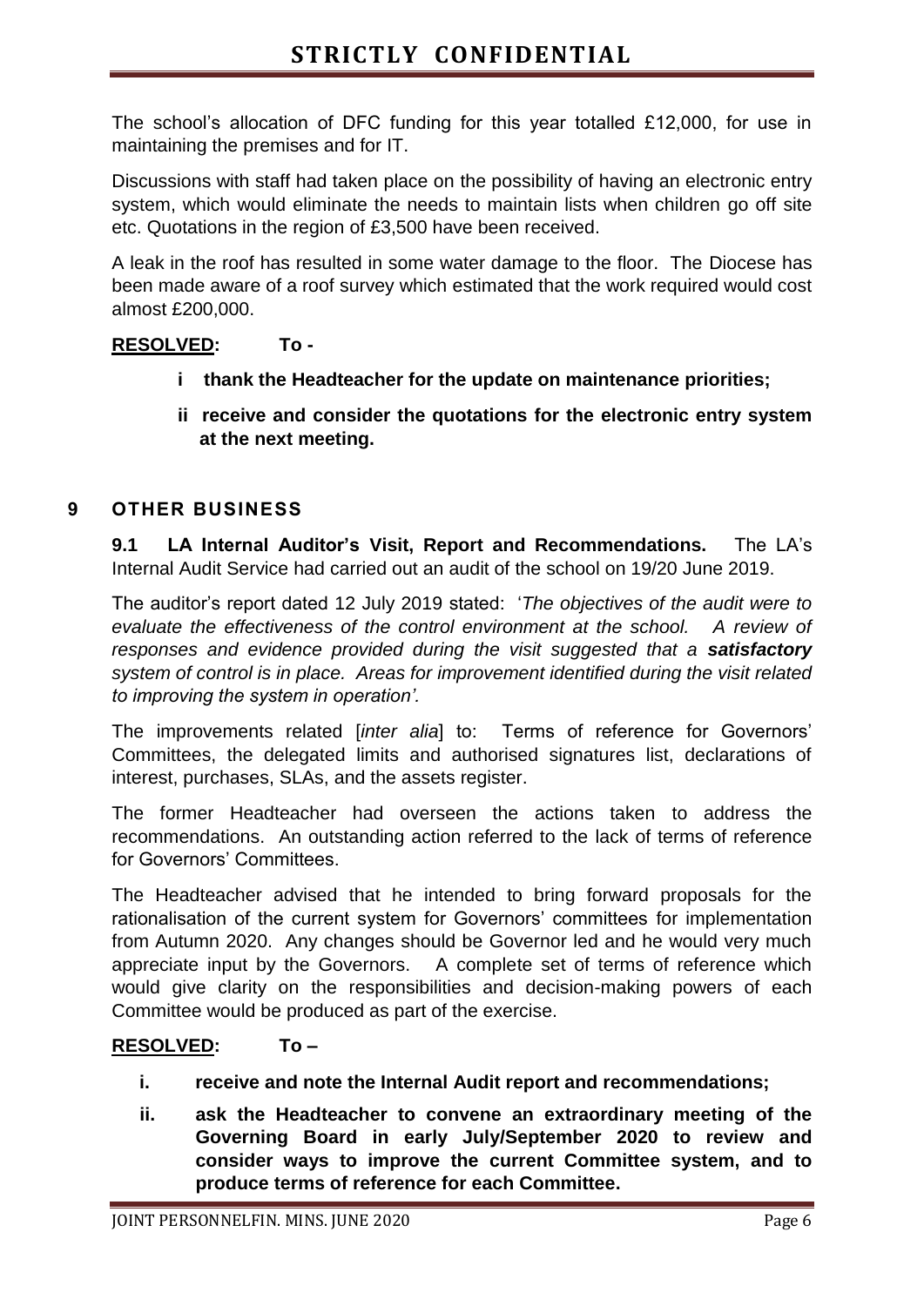The school's allocation of DFC funding for this year totalled £12,000, for use in maintaining the premises and for IT.

Discussions with staff had taken place on the possibility of having an electronic entry system, which would eliminate the needs to maintain lists when children go off site etc. Quotations in the region of £3,500 have been received.

A leak in the roof has resulted in some water damage to the floor. The Diocese has been made aware of a roof survey which estimated that the work required would cost almost £200,000.

**RESOLVED: To -**

- **i thank the Headteacher for the update on maintenance priorities;**
- **ii receive and consider the quotations for the electronic entry system at the next meeting.**

## 9 OTHER BUSINESS

**9.1 LA Internal Auditor's Visit, Report and Recommendations.** The LA's Internal Audit Service had carried out an audit of the school on 19/20 June 2019.

The auditor's report dated 12 July 2019 stated: '*The objectives of the audit were to evaluate the effectiveness of the control environment at the school. A review of responses and evidence provided during the visit suggested that a **satisfactory** system of control is in place. Areas for improvement identified during the visit related to improving the system in operation'.*

The improvements related [*inter alia*] to: Terms of reference for Governors' Committees, the delegated limits and authorised signatures list, declarations of interest, purchases, SLAs, and the assets register.

The former Headteacher had overseen the actions taken to address the recommendations. An outstanding action referred to the lack of terms of reference for Governors' Committees.

The Headteacher advised that he intended to bring forward proposals for the rationalisation of the current system for Governors' committees for implementation from Autumn 2020. Any changes should be Governor led and he would very much appreciate input by the Governors. A complete set of terms of reference which would give clarity on the responsibilities and decision-making powers of each Committee would be produced as part of the exercise.

**RESOLVED: To –**

- **i. receive and note the Internal Audit report and recommendations;**
- **ii. ask the Headteacher to convene an extraordinary meeting of the Governing Board in early July/September 2020 to review and consider ways to improve the current Committee system, and to produce terms of reference for each Committee.**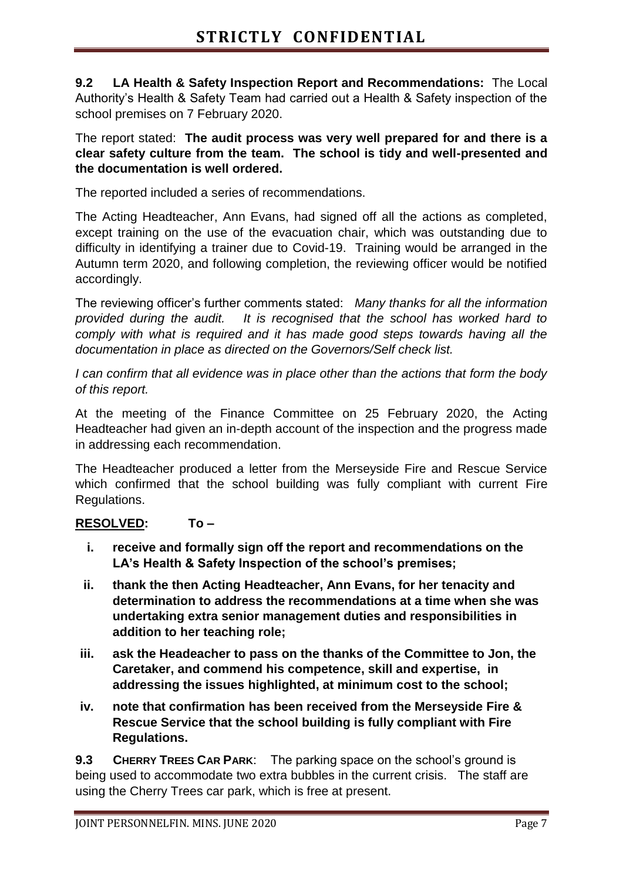# STRICTLY CONFIDENTIAL

**9.2 LA Health & Safety Inspection Report and Recommendations:** The Local Authority's Health & Safety Team had carried out a Health & Safety inspection of the school premises on 7 February 2020.

The report stated: **The audit process was very well prepared for and there is a clear safety culture from the team. The school is tidy and well-presented and the documentation is well ordered.**

The reported included a series of recommendations.

The Acting Headteacher, Ann Evans, had signed off all the actions as completed, except training on the use of the evacuation chair, which was outstanding due to difficulty in identifying a trainer due to Covid-19. Training would be arranged in the Autumn term 2020, and following completion, the reviewing officer would be notified accordingly.

The reviewing officer's further comments stated: *Many thanks for all the information provided during the audit. It is recognised that the school has worked hard to comply with what is required and it has made good steps towards having all the documentation in place as directed on the Governors/Self check list.*

*I can confirm that all evidence was in place other than the actions that form the body of this report.*

At the meeting of the Finance Committee on 25 February 2020, the Acting Headteacher had given an in-depth account of the inspection and the progress made in addressing each recommendation.

The Headteacher produced a letter from the Merseyside Fire and Rescue Service which confirmed that the school building was fully compliant with current Fire Regulations.

**RESOLVED: To –**

- **i. receive and formally sign off the report and recommendations on the LA's Health & Safety Inspection of the school's premises;**
- **ii. thank the then Acting Headteacher, Ann Evans, for her tenacity and determination to address the recommendations at a time when she was undertaking extra senior management duties and responsibilities in addition to her teaching role;**
- **iii. ask the Headeacher to pass on the thanks of the Committee to Jon, the Caretaker, and commend his competence, skill and expertise, in addressing the issues highlighted, at minimum cost to the school;**
- **iv. note that confirmation has been received from the Merseyside Fire & Rescue Service that the school building is fully compliant with Fire Regulations.**

**9.3 CHERRY TREES CAR PARK**: The parking space on the school's ground is being used to accommodate two extra bubbles in the current crisis. The staff are using the Cherry Trees car park, which is free at present.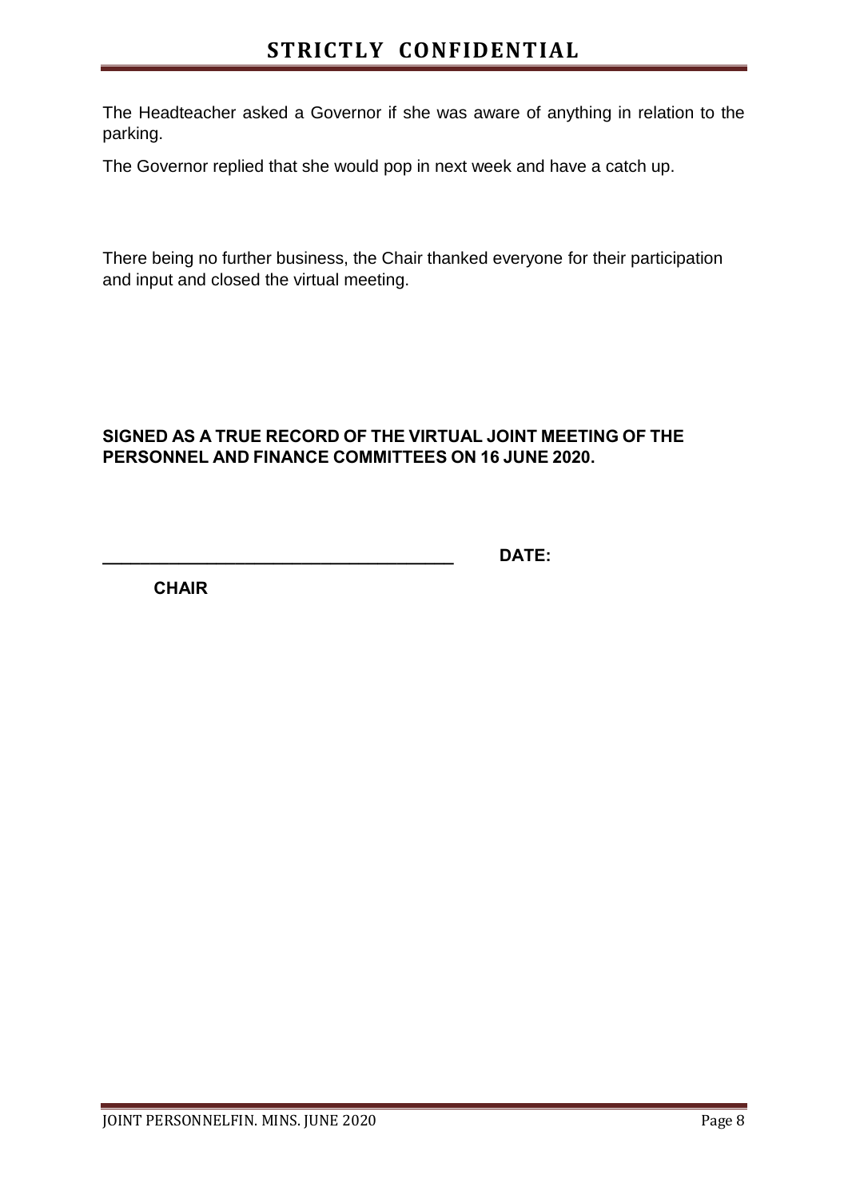The Headteacher asked a Governor if she was aware of anything in relation to the parking.

The Governor replied that she would pop in next week and have a catch up.

There being no further business, the Chair thanked everyone for their participation and input and closed the virtual meeting.

**SIGNED AS A TRUE RECORD OF THE VIRTUAL JOINT MEETING OF THE PERSONNEL AND FINANCE COMMITTEES ON 16 JUNE 2020.**

**______________________________________ DATE:**

**CHAIR**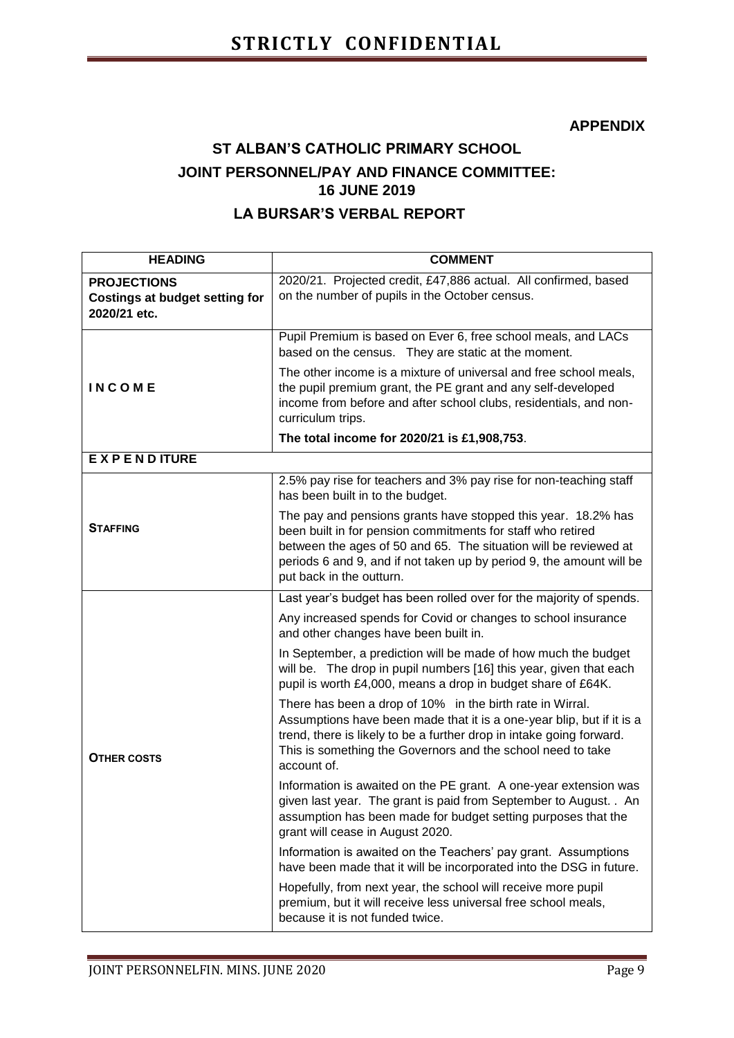**APPENDIX**

## ST ALBAN'S CATHOLIC PRIMARY SCHOOL
## JOINT PERSONNEL/PAY AND FINANCE COMMITTEE: 16 JUNE 2019
## LA BURSAR'S VERBAL REPORT

| HEADING | COMMENT |
|---|---|
| **PROJECTIONS** **Costings at budget setting for 2020/21 etc.** | 2020/21. Projected credit, £47,886 actual. All confirmed, based on the number of pupils in the October census. |
| **I N C O M E** | Pupil Premium is based on Ever 6, free school meals, and LACs based on the census. They are static at the moment.<br><br>The other income is a mixture of universal and free school meals, the pupil premium grant, the PE grant and any self-developed income from before and after school clubs, residentials, and non-curriculum trips.<br><br>**The total income for 2020/21 is £1,908,753**. |
| **E X P E N D ITURE** | |
| **STAFFING** | 2.5% pay rise for teachers and 3% pay rise for non-teaching staff has been built in to the budget.<br><br>The pay and pensions grants have stopped this year. 18.2% has been built in for pension commitments for staff who retired between the ages of 50 and 65. The situation will be reviewed at periods 6 and 9, and if not taken up by period 9, the amount will be put back in the outturn. |
| **OTHER COSTS** | Last year's budget has been rolled over for the majority of spends.<br><br>Any increased spends for Covid or changes to school insurance and other changes have been built in.<br><br>In September, a prediction will be made of how much the budget will be. The drop in pupil numbers [16] this year, given that each pupil is worth £4,000, means a drop in budget share of £64K.<br><br>There has been a drop of 10% in the birth rate in Wirral. Assumptions have been made that it is a one-year blip, but if it is a trend, there is likely to be a further drop in intake going forward. This is something the Governors and the school need to take account of.<br><br>Information is awaited on the PE grant. A one-year extension was given last year. The grant is paid from September to August. . An assumption has been made for budget setting purposes that the grant will cease in August 2020.<br><br>Information is awaited on the Teachers' pay grant. Assumptions have been made that it will be incorporated into the DSG in future.<br><br>Hopefully, from next year, the school will receive more pupil premium, but it will receive less universal free school meals, because it is not funded twice. |